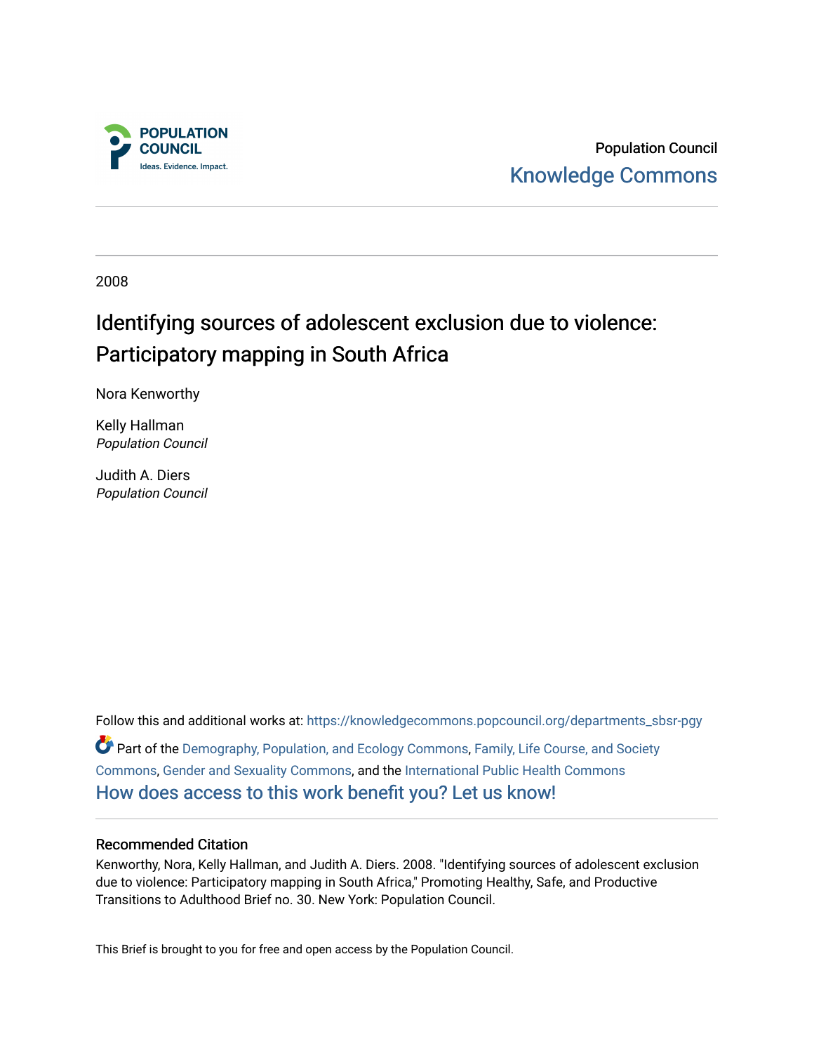Population Council
Knowledge Commons

2008

# Identifying sources of adolescent exclusion due to violence: Participatory mapping in South Africa

Nora Kenworthy

Kelly Hallman
*Population Council*

Judith A. Diers
*Population Council*

Follow this and additional works at: https://knowledgecommons.popcouncil.org/departments_sbsr-pgy

Part of the Demography, Population, and Ecology Commons, Family, Life Course, and Society Commons, Gender and Sexuality Commons, and the International Public Health Commons
How does access to this work benefit you? Let us know!

## Recommended Citation

Kenworthy, Nora, Kelly Hallman, and Judith A. Diers. 2008. "Identifying sources of adolescent exclusion due to violence: Participatory mapping in South Africa," Promoting Healthy, Safe, and Productive Transitions to Adulthood Brief no. 30. New York: Population Council.

This Brief is brought to you for free and open access by the Population Council.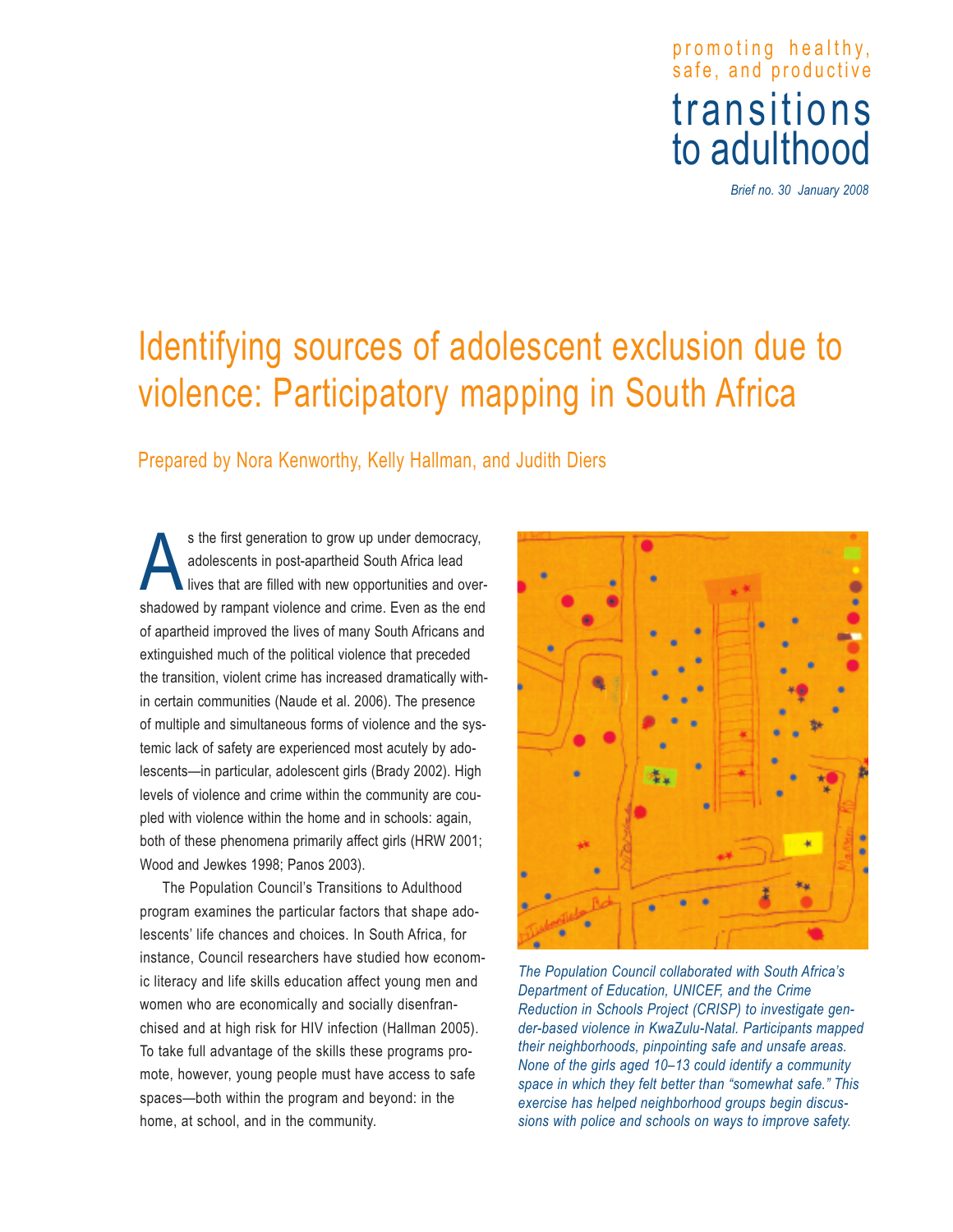promoting healthy, safe, and productive

# transitions to adulthood

*Brief no. 30 January 2008*

# Identifying sources of adolescent exclusion due to violence: Participatory mapping in South Africa

## Prepared by Nora Kenworthy, Kelly Hallman, and Judith Diers

As the first generation to grow up under democracy, adolescents in post-apartheid South Africa lead lives that are filled with new opportunities and overshadowed by rampant violence and crime. Even as the end of apartheid improved the lives of many South Africans and extinguished much of the political violence that preceded the transition, violent crime has increased dramatically within certain communities (Naude et al. 2006). The presence of multiple and simultaneous forms of violence and the systemic lack of safety are experienced most acutely by adolescents—in particular, adolescent girls (Brady 2002). High levels of violence and crime within the community are coupled with violence within the home and in schools: again, both of these phenomena primarily affect girls (HRW 2001; Wood and Jewkes 1998; Panos 2003).

The Population Council's Transitions to Adulthood program examines the particular factors that shape adolescents' life chances and choices. In South Africa, for instance, Council researchers have studied how economic literacy and life skills education affect young men and women who are economically and socially disenfranchised and at high risk for HIV infection (Hallman 2005). To take full advantage of the skills these programs promote, however, young people must have access to safe spaces—both within the program and beyond: in the home, at school, and in the community.

*The Population Council collaborated with South Africa's Department of Education, UNICEF, and the Crime Reduction in Schools Project (CRISP) to investigate gender-based violence in KwaZulu-Natal. Participants mapped their neighborhoods, pinpointing safe and unsafe areas. None of the girls aged 10–13 could identify a community space in which they felt better than "somewhat safe." This exercise has helped neighborhood groups begin discussions with police and schools on ways to improve safety.*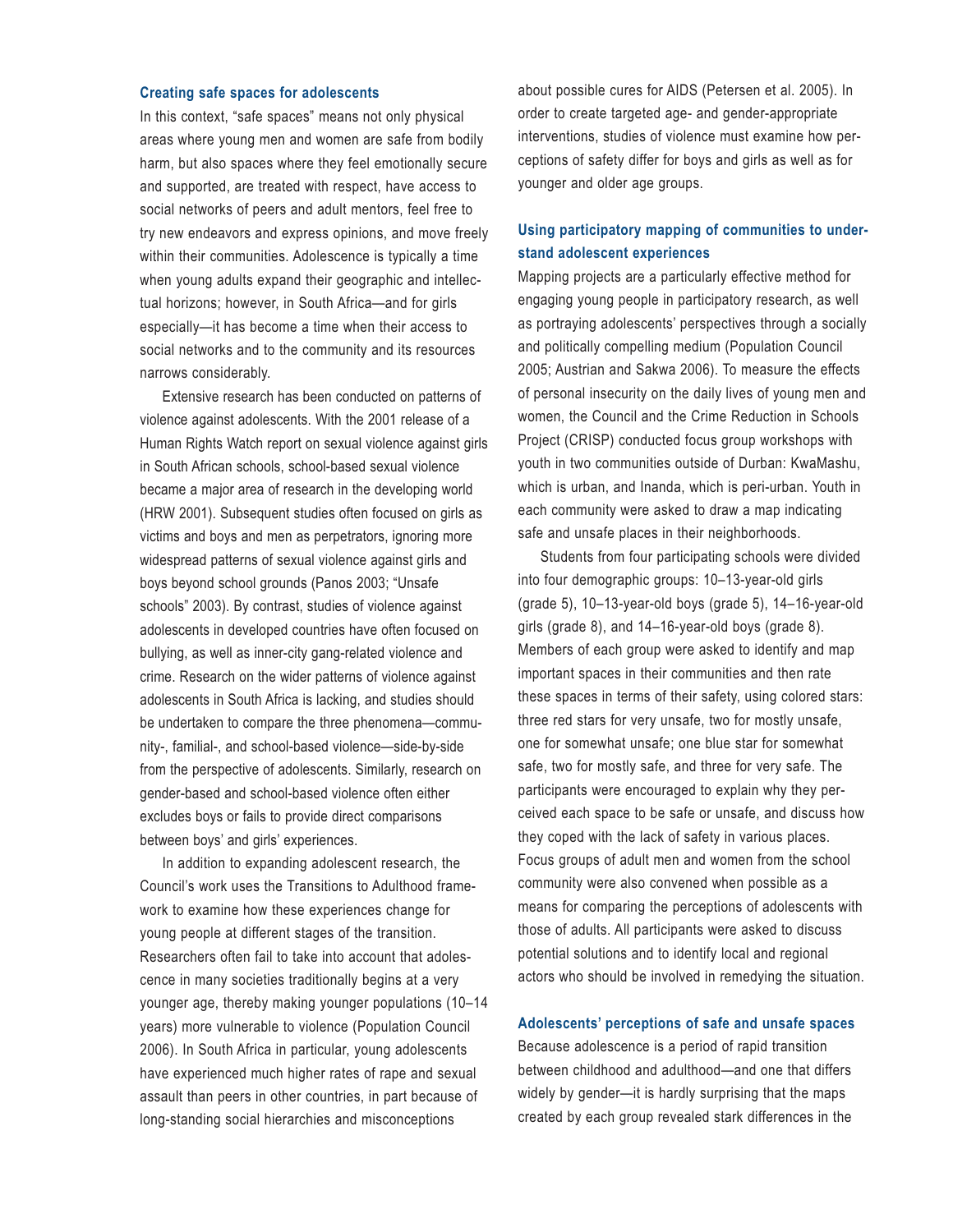### Creating safe spaces for adolescents

In this context, "safe spaces" means not only physical areas where young men and women are safe from bodily harm, but also spaces where they feel emotionally secure and supported, are treated with respect, have access to social networks of peers and adult mentors, feel free to try new endeavors and express opinions, and move freely within their communities. Adolescence is typically a time when young adults expand their geographic and intellectual horizons; however, in South Africa—and for girls especially—it has become a time when their access to social networks and to the community and its resources narrows considerably.

Extensive research has been conducted on patterns of violence against adolescents. With the 2001 release of a Human Rights Watch report on sexual violence against girls in South African schools, school-based sexual violence became a major area of research in the developing world (HRW 2001). Subsequent studies often focused on girls as victims and boys and men as perpetrators, ignoring more widespread patterns of sexual violence against girls and boys beyond school grounds (Panos 2003; "Unsafe schools" 2003). By contrast, studies of violence against adolescents in developed countries have often focused on bullying, as well as inner-city gang-related violence and crime. Research on the wider patterns of violence against adolescents in South Africa is lacking, and studies should be undertaken to compare the three phenomena—community-, familial-, and school-based violence—side-by-side from the perspective of adolescents. Similarly, research on gender-based and school-based violence often either excludes boys or fails to provide direct comparisons between boys' and girls' experiences.

In addition to expanding adolescent research, the Council's work uses the Transitions to Adulthood framework to examine how these experiences change for young people at different stages of the transition. Researchers often fail to take into account that adolescence in many societies traditionally begins at a very younger age, thereby making younger populations (10–14 years) more vulnerable to violence (Population Council 2006). In South Africa in particular, young adolescents have experienced much higher rates of rape and sexual assault than peers in other countries, in part because of long-standing social hierarchies and misconceptions about possible cures for AIDS (Petersen et al. 2005). In order to create targeted age- and gender-appropriate interventions, studies of violence must examine how perceptions of safety differ for boys and girls as well as for younger and older age groups.

### Using participatory mapping of communities to understand adolescent experiences

Mapping projects are a particularly effective method for engaging young people in participatory research, as well as portraying adolescents' perspectives through a socially and politically compelling medium (Population Council 2005; Austrian and Sakwa 2006). To measure the effects of personal insecurity on the daily lives of young men and women, the Council and the Crime Reduction in Schools Project (CRISP) conducted focus group workshops with youth in two communities outside of Durban: KwaMashu, which is urban, and Inanda, which is peri-urban. Youth in each community were asked to draw a map indicating safe and unsafe places in their neighborhoods.

Students from four participating schools were divided into four demographic groups: 10–13-year-old girls (grade 5), 10–13-year-old boys (grade 5), 14–16-year-old girls (grade 8), and 14–16-year-old boys (grade 8). Members of each group were asked to identify and map important spaces in their communities and then rate these spaces in terms of their safety, using colored stars: three red stars for very unsafe, two for mostly unsafe, one for somewhat unsafe; one blue star for somewhat safe, two for mostly safe, and three for very safe. The participants were encouraged to explain why they perceived each space to be safe or unsafe, and discuss how they coped with the lack of safety in various places. Focus groups of adult men and women from the school community were also convened when possible as a means for comparing the perceptions of adolescents with those of adults. All participants were asked to discuss potential solutions and to identify local and regional actors who should be involved in remedying the situation.

### Adolescents' perceptions of safe and unsafe spaces

Because adolescence is a period of rapid transition between childhood and adulthood—and one that differs widely by gender—it is hardly surprising that the maps created by each group revealed stark differences in the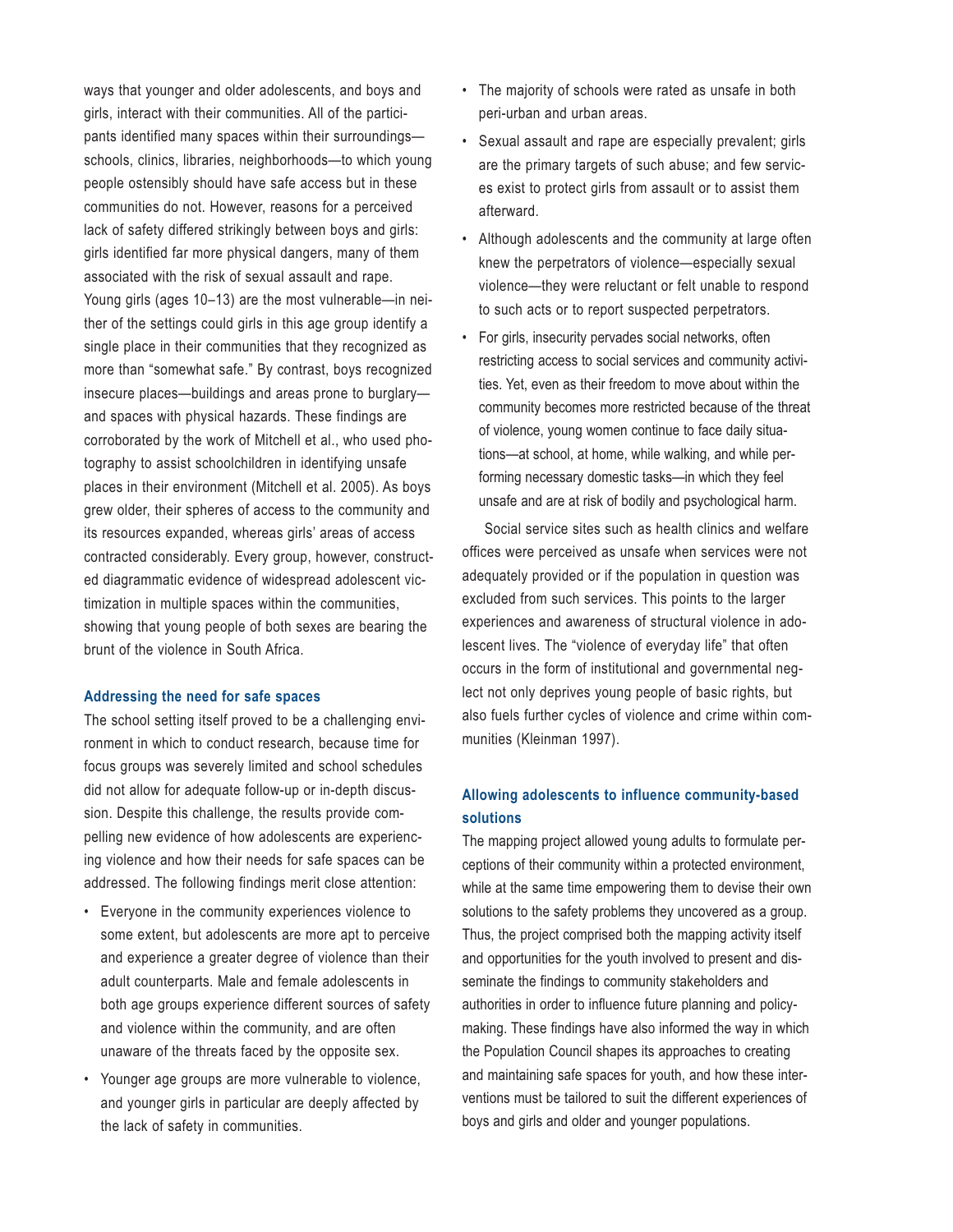ways that younger and older adolescents, and boys and girls, interact with their communities. All of the participants identified many spaces within their surroundings—schools, clinics, libraries, neighborhoods—to which young people ostensibly should have safe access but in these communities do not. However, reasons for a perceived lack of safety differed strikingly between boys and girls: girls identified far more physical dangers, many of them associated with the risk of sexual assault and rape. Young girls (ages 10–13) are the most vulnerable—in neither of the settings could girls in this age group identify a single place in their communities that they recognized as more than "somewhat safe." By contrast, boys recognized insecure places—buildings and areas prone to burglary—and spaces with physical hazards. These findings are corroborated by the work of Mitchell et al., who used photography to assist schoolchildren in identifying unsafe places in their environment (Mitchell et al. 2005). As boys grew older, their spheres of access to the community and its resources expanded, whereas girls' areas of access contracted considerably. Every group, however, constructed diagrammatic evidence of widespread adolescent victimization in multiple spaces within the communities, showing that young people of both sexes are bearing the brunt of the violence in South Africa.

### Addressing the need for safe spaces

The school setting itself proved to be a challenging environment in which to conduct research, because time for focus groups was severely limited and school schedules did not allow for adequate follow-up or in-depth discussion. Despite this challenge, the results provide compelling new evidence of how adolescents are experiencing violence and how their needs for safe spaces can be addressed. The following findings merit close attention:

- Everyone in the community experiences violence to some extent, but adolescents are more apt to perceive and experience a greater degree of violence than their adult counterparts. Male and female adolescents in both age groups experience different sources of safety and violence within the community, and are often unaware of the threats faced by the opposite sex.
- Younger age groups are more vulnerable to violence, and younger girls in particular are deeply affected by the lack of safety in communities.
- The majority of schools were rated as unsafe in both peri-urban and urban areas.
- Sexual assault and rape are especially prevalent; girls are the primary targets of such abuse; and few services exist to protect girls from assault or to assist them afterward.
- Although adolescents and the community at large often knew the perpetrators of violence—especially sexual violence—they were reluctant or felt unable to respond to such acts or to report suspected perpetrators.
- For girls, insecurity pervades social networks, often restricting access to social services and community activities. Yet, even as their freedom to move about within the community becomes more restricted because of the threat of violence, young women continue to face daily situations—at school, at home, while walking, and while performing necessary domestic tasks—in which they feel unsafe and are at risk of bodily and psychological harm.

Social service sites such as health clinics and welfare offices were perceived as unsafe when services were not adequately provided or if the population in question was excluded from such services. This points to the larger experiences and awareness of structural violence in adolescent lives. The "violence of everyday life" that often occurs in the form of institutional and governmental neglect not only deprives young people of basic rights, but also fuels further cycles of violence and crime within communities (Kleinman 1997).

### Allowing adolescents to influence community-based solutions

The mapping project allowed young adults to formulate perceptions of their community within a protected environment, while at the same time empowering them to devise their own solutions to the safety problems they uncovered as a group. Thus, the project comprised both the mapping activity itself and opportunities for the youth involved to present and disseminate the findings to community stakeholders and authorities in order to influence future planning and policymaking. These findings have also informed the way in which the Population Council shapes its approaches to creating and maintaining safe spaces for youth, and how these interventions must be tailored to suit the different experiences of boys and girls and older and younger populations.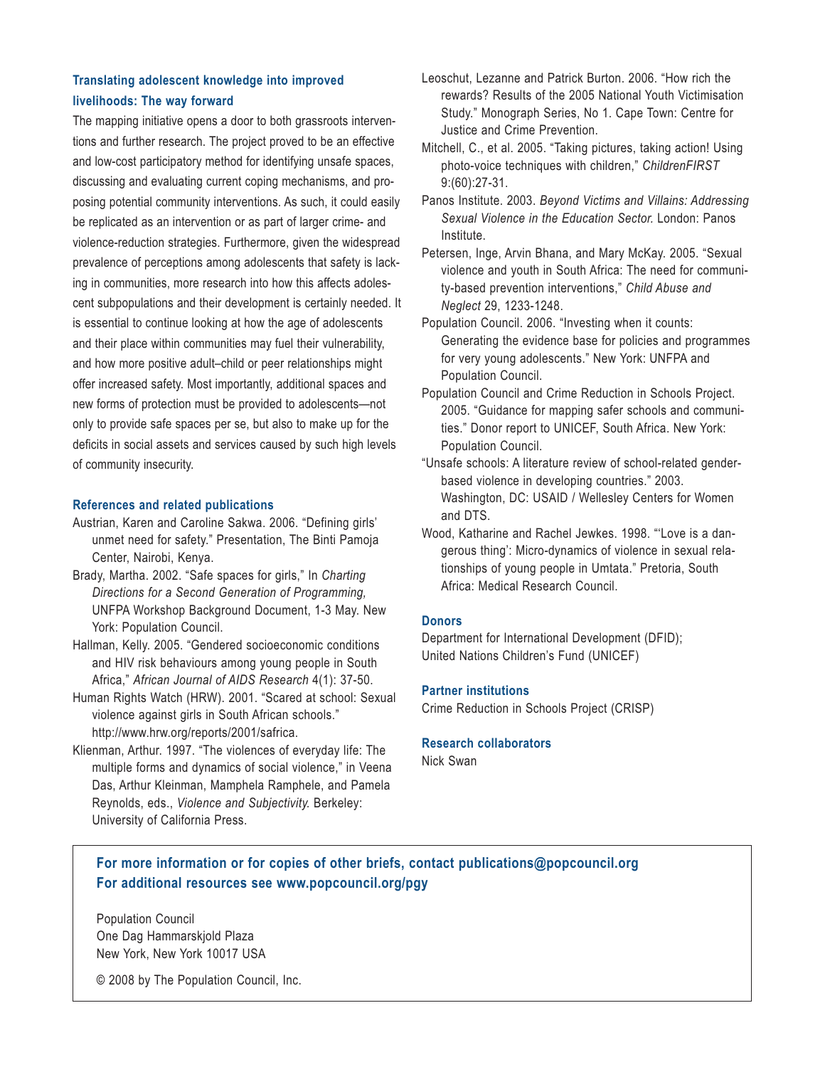### Translating adolescent knowledge into improved livelihoods: The way forward

The mapping initiative opens a door to both grassroots interventions and further research. The project proved to be an effective and low-cost participatory method for identifying unsafe spaces, discussing and evaluating current coping mechanisms, and proposing potential community interventions. As such, it could easily be replicated as an intervention or as part of larger crime- and violence-reduction strategies. Furthermore, given the widespread prevalence of perceptions among adolescents that safety is lacking in communities, more research into how this affects adolescent subpopulations and their development is certainly needed. It is essential to continue looking at how the age of adolescents and their place within communities may fuel their vulnerability, and how more positive adult–child or peer relationships might offer increased safety. Most importantly, additional spaces and new forms of protection must be provided to adolescents—not only to provide safe spaces per se, but also to make up for the deficits in social assets and services caused by such high levels of community insecurity.

### References and related publications

Austrian, Karen and Caroline Sakwa. 2006. "Defining girls' unmet need for safety." Presentation, The Binti Pamoja Center, Nairobi, Kenya.

Brady, Martha. 2002. "Safe spaces for girls," In *Charting Directions for a Second Generation of Programming,* UNFPA Workshop Background Document, 1-3 May. New York: Population Council.

Hallman, Kelly. 2005. "Gendered socioeconomic conditions and HIV risk behaviours among young people in South Africa," *African Journal of AIDS Research* 4(1): 37-50.

Human Rights Watch (HRW). 2001. "Scared at school: Sexual violence against girls in South African schools." http://www.hrw.org/reports/2001/safrica.

Klienman, Arthur. 1997. "The violences of everyday life: The multiple forms and dynamics of social violence," in Veena Das, Arthur Kleinman, Mamphela Ramphele, and Pamela Reynolds, eds., *Violence and Subjectivity.* Berkeley: University of California Press.

Leoschut, Lezanne and Patrick Burton. 2006. "How rich the rewards? Results of the 2005 National Youth Victimisation Study." Monograph Series, No 1. Cape Town: Centre for Justice and Crime Prevention.

Mitchell, C., et al. 2005. "Taking pictures, taking action! Using photo-voice techniques with children," *ChildrenFIRST* 9:(60):27-31.

Panos Institute. 2003. *Beyond Victims and Villains: Addressing Sexual Violence in the Education Sector.* London: Panos Institute.

Petersen, Inge, Arvin Bhana, and Mary McKay. 2005. "Sexual violence and youth in South Africa: The need for community-based prevention interventions," *Child Abuse and Neglect* 29, 1233-1248.

Population Council. 2006. "Investing when it counts: Generating the evidence base for policies and programmes for very young adolescents." New York: UNFPA and Population Council.

Population Council and Crime Reduction in Schools Project. 2005. "Guidance for mapping safer schools and communities." Donor report to UNICEF, South Africa. New York: Population Council.

"Unsafe schools: A literature review of school-related gender-based violence in developing countries." 2003. Washington, DC: USAID / Wellesley Centers for Women and DTS.

Wood, Katharine and Rachel Jewkes. 1998. "'Love is a dangerous thing': Micro-dynamics of violence in sexual relationships of young people in Umtata." Pretoria, South Africa: Medical Research Council.

### Donors

Department for International Development (DFID);
United Nations Children's Fund (UNICEF)

### Partner institutions

Crime Reduction in Schools Project (CRISP)

### Research collaborators

Nick Swan

---

**For more information or for copies of other briefs, contact publications@popcouncil.org**
**For additional resources see www.popcouncil.org/pgy**

Population Council
One Dag Hammarskjold Plaza
New York, New York 10017 USA

© 2008 by The Population Council, Inc.